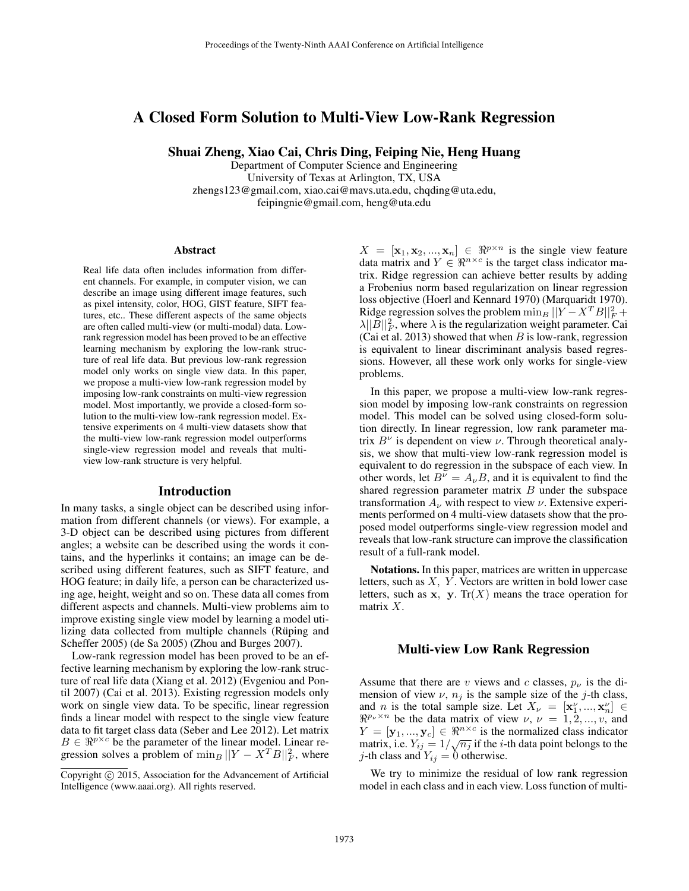# A Closed Form Solution to Multi-View Low-Rank Regression

**Shuai Zheng, Xiao Cai, Chris Ding, Feiping Nie, Heng Huang**

Department of Computer Science and Engineering
University of Texas at Arlington, TX, USA
zhengs123@gmail.com, xiao.cai@mavs.uta.edu, chqding@uta.edu,
feipingnie@gmail.com, heng@uta.edu

### Abstract

Real life data often includes information from different channels. For example, in computer vision, we can describe an image using different image features, such as pixel intensity, color, HOG, GIST feature, SIFT features, etc.. These different aspects of the same objects are often called multi-view (or multi-modal) data. Low-rank regression model has been proved to be an effective learning mechanism by exploring the low-rank structure of real life data. But previous low-rank regression model only works on single view data. In this paper, we propose a multi-view low-rank regression model by imposing low-rank constraints on multi-view regression model. Most importantly, we provide a closed-form solution to the multi-view low-rank regression model. Extensive experiments on 4 multi-view datasets show that the multi-view low-rank regression model outperforms single-view regression model and reveals that multi-view low-rank structure is very helpful.

## Introduction

In many tasks, a single object can be described using information from different channels (or views). For example, a 3-D object can be described using pictures from different angles; a website can be described using the words it contains, and the hyperlinks it contains; an image can be described using different features, such as SIFT feature, and HOG feature; in daily life, a person can be characterized using age, height, weight and so on. These data all comes from different aspects and channels. Multi-view problems aim to improve existing single view model by learning a model utilizing data collected from multiple channels (Rüping and Scheffer 2005) (de Sa 2005) (Zhou and Burges 2007).

Low-rank regression model has been proved to be an effective learning mechanism by exploring the low-rank structure of real life data (Xiang et al. 2012) (Evgeniou and Pontil 2007) (Cai et al. 2013). Existing regression models only work on single view data. To be specific, linear regression finds a linear model with respect to the single view feature data to fit target class data (Seber and Lee 2012). Let matrix $B \in \Re^{p \times c}$ be the parameter of the linear model. Linear regression solves a problem of $\min_B ||Y - X^T B||_F^2$, where $X = [\mathbf{x}_1, \mathbf{x}_2, ..., \mathbf{x}_n] \in \Re^{p \times n}$ is the single view feature data matrix and $Y \in \Re^{n \times c}$ is the target class indicator matrix. Ridge regression can achieve better results by adding a Frobenius norm based regularization on linear regression loss objective (Hoerl and Kennard 1970) (Marquaridt 1970). Ridge regression solves the problem $\min_B ||Y - X^T B||_F^2 + \lambda ||B||_F^2$, where $\lambda$ is the regularization weight parameter. Cai (Cai et al. 2013) showed that when $B$ is low-rank, regression is equivalent to linear discriminant analysis based regressions. However, all these work only works for single-view problems.

In this paper, we propose a multi-view low-rank regression model by imposing low-rank constraints on regression model. This model can be solved using closed-form solution directly. In linear regression, low rank parameter matrix $B^\nu$ is dependent on view $\nu$. Through theoretical analysis, we show that multi-view low-rank regression model is equivalent to do regression in the subspace of each view. In other words, let $B^\nu = A_\nu B$, and it is equivalent to find the shared regression parameter matrix $B$ under the subspace transformation $A_\nu$ with respect to view $\nu$. Extensive experiments performed on 4 multi-view datasets show that the proposed model outperforms single-view regression model and reveals that low-rank structure can improve the classification result of a full-rank model.

**Notations.** In this paper, matrices are written in uppercase letters, such as $X$, $Y$. Vectors are written in bold lower case letters, such as $\mathbf{x}$, $\mathbf{y}$. Tr($X$) means the trace operation for matrix $X$.

## Multi-view Low Rank Regression

Assume that there are $v$ views and $c$ classes, $p_\nu$ is the dimension of view $\nu$, $n_j$ is the sample size of the $j$-th class, and $n$ is the total sample size. Let $X_\nu = [\mathbf{x}_1^\nu, ..., \mathbf{x}_n^\nu] \in \Re^{p_\nu \times n}$ be the data matrix of view $\nu$, $\nu = 1, 2, ..., v$, and $Y = [\mathbf{y}_1, ..., \mathbf{y}_c] \in \Re^{n \times c}$ is the normalized class indicator matrix, i.e. $Y_{ij} = 1/\sqrt{n_j}$ if the $i$-th data point belongs to the $j$-th class and $Y_{ij} = 0$ otherwise.

We try to minimize the residual of low rank regression model in each class and in each view. Loss function of multi-

Copyright © 2015, Association for the Advancement of Artificial Intelligence (www.aaai.org). All rights reserved.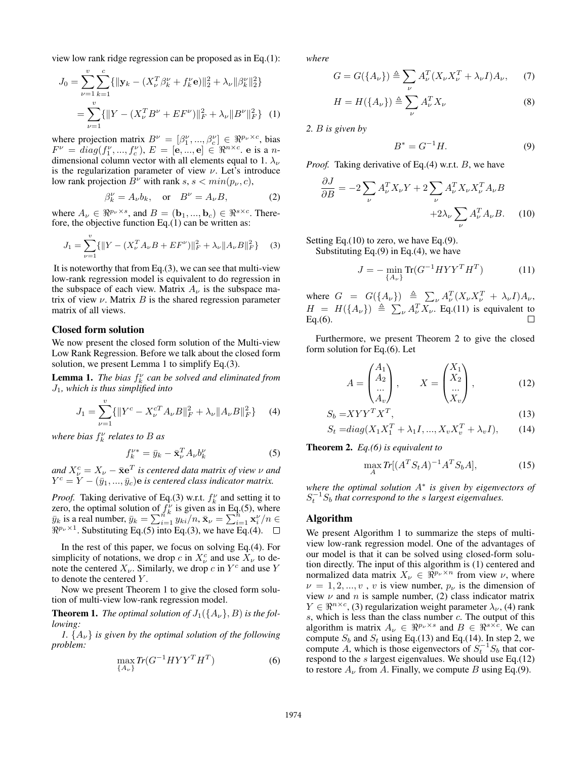view low rank ridge regression can be proposed as in Eq.(1):

$$
\begin{aligned}
J_0 &= \sum_{\nu=1}^{v}\sum_{k=1}^{c}\{\|\mathbf{y}_k - (X_\nu^T \beta_k^\nu + f_k^\nu \mathbf{e})\|_2^2 + \lambda_\nu \|\beta_k^\nu\|_2^2\} \\
&= \sum_{\nu=1}^{v}\{\|Y - (X_\nu^T B^\nu + EF^\nu)\|_F^2 + \lambda_\nu \|B^\nu\|_F^2\} \quad (1)
\end{aligned}
$$

where projection matrix $B^\nu = [\beta_1^\nu, ..., \beta_c^\nu] \in \Re^{p_\nu \times c}$, bias $F^\nu = diag(f_1^\nu, ..., f_c^\nu)$, $E = [\mathbf{e}, ..., \mathbf{e}] \in \Re^{n\times c}$. $\mathbf{e}$ is a $n$-dimensional column vector with all elements equal to 1. $\lambda_\nu$ is the regularization parameter of view $\nu$. Let's introduce low rank projection $B^\nu$ with rank $s$, $s < min(p_\nu, c)$,

$$
\beta_k^\nu = A_\nu b_k, \quad \text{or} \quad B^\nu = A_\nu B, \tag{2}
$$

where $A_\nu \in \Re^{p_\nu \times s}$, and $B = (\mathbf{b}_1, ..., \mathbf{b}_c) \in \Re^{s\times c}$. Therefore, the objective function Eq.(1) can be written as:

$$
J_1 = \sum_{\nu=1}^{v}\{\|Y - (X_\nu^T A_\nu B + EF^\nu)\|_F^2 + \lambda_\nu \|A_\nu B\|_F^2\} \tag{3}
$$

It is noteworthy that from Eq.(3), we can see that multi-view low-rank regression model is equivalent to do regression in the subspace of each view. Matrix $A_\nu$ is the subspace matrix of view $\nu$. Matrix $B$ is the shared regression parameter matrix of all views.

## Closed form solution

We now present the closed form solution of the Multi-view Low Rank Regression. Before we talk about the closed form solution, we present Lemma 1 to simplify Eq.(3).

**Lemma 1.** *The bias $f_k^\nu$ can be solved and eliminated from $J_1$, which is thus simplified into*

$$
J_1 = \sum_{\nu=1}^{v}\{\|Y^c - X_\nu^{cT} A_\nu B\|_F^2 + \lambda_\nu \|A_\nu B\|_F^2\} \tag{4}
$$

*where bias $f_k^\nu$ relates to $B$ as*

$$
f_k^{\nu *} = \bar{y}_k - \bar{\mathbf{x}}_\nu^T A_\nu b_k^\nu \tag{5}
$$

*and $X_\nu^c = X_\nu - \bar{\mathbf{x}}\mathbf{e}^T$ is centered data matrix of view $\nu$ and $Y^c = Y - (\bar{y}_1, ..., \bar{y}_c)\mathbf{e}$ is centered class indicator matrix.*

*Proof.* Taking derivative of Eq.(3) w.r.t. $f_k^\nu$ and setting it to zero, the optimal solution of $f_k^\nu$ is given as in Eq.(5), where $\bar{y}_k$ is a real number, $\bar{y}_k = \sum_{i=1}^n y_{ki}/n$, $\bar{\mathbf{x}}_\nu = \sum_{i=1}^n \mathbf{x}_i^\nu / n \in \Re^{p_\nu \times 1}$. Substituting Eq.(5) into Eq.(3), we have Eq.(4). □

In the rest of this paper, we focus on solving Eq.(4). For simplicity of notations, we drop $c$ in $X_\nu^c$ and use $X_\nu$ to denote the centered $X_\nu$. Similarly, we drop $c$ in $Y^c$ and use $Y$ to denote the centered $Y$.

Now we present Theorem 1 to give the closed form solution of multi-view low-rank regression model.

**Theorem 1.** *The optimal solution of $J_1(\{A_\nu\}, B)$ is the following:*

*1. $\{A_\nu\}$ is given by the optimal solution of the following problem:*

$$
\max_{\{A_\nu\}} Tr(G^{-1}HYY^TH^T) \tag{6}
$$

*where*

$$
G = G(\{A_\nu\}) \triangleq \sum_\nu A_\nu^T (X_\nu X_\nu^T + \lambda_\nu I) A_\nu, \tag{7}
$$

$$
H = H(\{A_\nu\}) \triangleq \sum_\nu A_\nu^T X_\nu \tag{8}
$$

*2. $B$ is given by*

$$
B^* = G^{-1}H. \tag{9}
$$

*Proof.* Taking derivative of Eq.(4) w.r.t. $B$, we have

$$
\begin{aligned}
\frac{\partial J}{\partial B} = -2\sum_\nu A_\nu^T X_\nu Y + 2\sum_\nu A_\nu^T X_\nu X_\nu^T A_\nu B \\
+ 2\lambda_\nu \sum_\nu A_\nu^T A_\nu B. \quad (10)
\end{aligned}
$$

Setting Eq.(10) to zero, we have Eq.(9).

Substituting Eq.(9) in Eq.(4), we have

$$
J = -\min_{\{A_\nu\}} \text{Tr}(G^{-1}HYY^TH^T) \tag{11}
$$

where $G = G(\{A_\nu\}) \triangleq \sum_\nu A_\nu^T(X_\nu X_\nu^T + \lambda_\nu I)A_\nu$, $H = H(\{A_\nu\}) \triangleq \sum_\nu A_\nu^T X_\nu$. Eq.(11) is equivalent to Eq.(6). □

Furthermore, we present Theorem 2 to give the closed form solution for Eq.(6). Let

$$
A = \begin{pmatrix} A_1 \\ A_2 \\ ... \\ A_v \end{pmatrix}, \qquad X = \begin{pmatrix} X_1 \\ X_2 \\ ... \\ X_v \end{pmatrix}, \tag{12}
$$

$$
S_b = XYY^TX^T, \tag{13}
$$

$$
S_t = diag(X_1X_1^T + \lambda_1 I, ..., X_vX_v^T + \lambda_v I), \tag{14}
$$

**Theorem 2.** *Eq.(6) is equivalent to*

$$
\max_A Tr[(A^TS_tA)^{-1}A^TS_bA], \tag{15}
$$

*where the optimal solution $A^*$ is given by eigenvectors of $S_t^{-1}S_b$ that correspond to the $s$ largest eigenvalues.*

## Algorithm

We present Algorithm 1 to summarize the steps of multi-view low-rank regression model. One of the advantages of our model is that it can be solved using closed-form solution directly. The input of this algorithm is (1) centered and normalized data matrix $X_\nu \in \Re^{p_\nu \times n}$ from view $\nu$, where $\nu = 1, 2, ..., v$, $v$ is view number, $p_\nu$ is the dimension of view $\nu$ and $n$ is sample number, (2) class indicator matrix $Y \in \Re^{n\times c}$, (3) regularization weight parameter $\lambda_\nu$, (4) rank $s$, which is less than the class number $c$. The output of this algorithm is matrix $A_\nu \in \Re^{p_\nu \times s}$ and $B \in \Re^{s\times c}$. We can compute $S_b$ and $S_t$ using Eq.(13) and Eq.(14). In step 2, we compute $A$, which is those eigenvectors of $S_t^{-1}S_b$ that correspond to the $s$ largest eigenvalues. We should use Eq.(12) to restore $A_\nu$ from $A$. Finally, we compute $B$ using Eq.(9).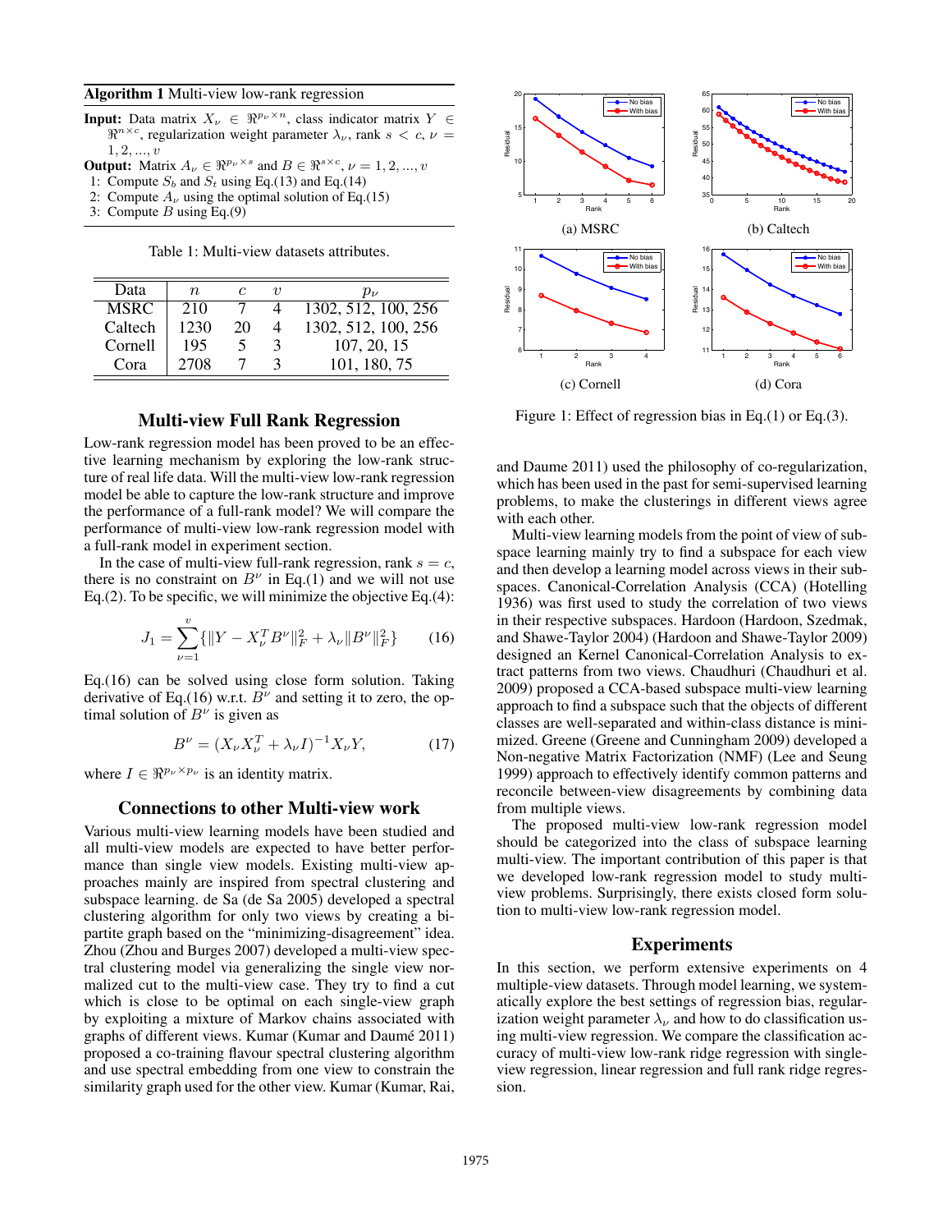**Algorithm 1** Multi-view low-rank regression

**Input:** Data matrix $X_\nu \in \Re^{p_\nu \times n}$, class indicator matrix $Y \in \Re^{n \times c}$, regularization weight parameter $\lambda_\nu$, rank $s < c$, $\nu = 1, 2, ..., v$

**Output:** Matrix $A_\nu \in \Re^{p_\nu \times s}$ and $B \in \Re^{s \times c}$, $\nu = 1, 2, ..., v$

1: Compute $S_b$ and $S_t$ using Eq.(13) and Eq.(14)
2: Compute $A_\nu$ using the optimal solution of Eq.(15)
3: Compute $B$ using Eq.(9)

Table 1: Multi-view datasets attributes.

| Data | $n$ | $c$ | $v$ | $p_\nu$ |
|---|---|---|---|---|
| MSRC | 210 | 7 | 4 | 1302, 512, 100, 256 |
| Caltech | 1230 | 20 | 4 | 1302, 512, 100, 256 |
| Cornell | 195 | 5 | 3 | 107, 20, 15 |
| Cora | 2708 | 7 | 3 | 101, 180, 75 |

## Multi-view Full Rank Regression

Low-rank regression model has been proved to be an effective learning mechanism by exploring the low-rank structure of real life data. Will the multi-view low-rank regression model be able to capture the low-rank structure and improve the performance of a full-rank model? We will compare the performance of multi-view low-rank regression model with a full-rank model in experiment section.

In the case of multi-view full-rank regression, rank $s = c$, there is no constraint on $B^\nu$ in Eq.(1) and we will not use Eq.(2). To be specific, we will minimize the objective Eq.(4):

$$J_1 = \sum_{\nu=1}^{v} \{\|Y - X_\nu^T B^\nu\|_F^2 + \lambda_\nu \|B^\nu\|_F^2\} \qquad (16)$$

Eq.(16) can be solved using close form solution. Taking derivative of Eq.(16) w.r.t. $B^\nu$ and setting it to zero, the optimal solution of $B^\nu$ is given as

$$B^\nu = (X_\nu X_\nu^T + \lambda_\nu I)^{-1} X_\nu Y, \qquad (17)$$

where $I \in \Re^{p_\nu \times p_\nu}$ is an identity matrix.

## Connections to other Multi-view work

Various multi-view learning models have been studied and all multi-view models are expected to have better performance than single view models. Existing multi-view approaches mainly are inspired from spectral clustering and subspace learning. de Sa (de Sa 2005) developed a spectral clustering algorithm for only two views by creating a bipartite graph based on the "minimizing-disagreement" idea. Zhou (Zhou and Burges 2007) developed a multi-view spectral clustering model via generalizing the single view normalized cut to the multi-view case. They try to find a cut which is close to be optimal on each single-view graph by exploiting a mixture of Markov chains associated with graphs of different views. Kumar (Kumar and Daumé 2011) proposed a co-training flavour spectral clustering algorithm and use spectral embedding from one view to constrain the similarity graph used for the other view. Kumar (Kumar, Rai, and Daume 2011) used the philosophy of co-regularization, which has been used in the past for semi-supervised learning problems, to make the clusterings in different views agree with each other.

Multi-view learning models from the point of view of subspace learning mainly try to find a subspace for each view and then develop a learning model across views in their subspaces. Canonical-Correlation Analysis (CCA) (Hotelling 1936) was first used to study the correlation of two views in their respective subspaces. Hardoon (Hardoon, Szedmak, and Shawe-Taylor 2004) (Hardoon and Shawe-Taylor 2009) designed an Kernel Canonical-Correlation Analysis to extract patterns from two views. Chaudhuri (Chaudhuri et al. 2009) proposed a CCA-based subspace multi-view learning approach to find a subspace such that the objects of different classes are well-separated and within-class distance is minimized. Greene (Greene and Cunningham 2009) developed a Non-negative Matrix Factorization (NMF) (Lee and Seung 1999) approach to effectively identify common patterns and reconcile between-view disagreements by combining data from multiple views.

The proposed multi-view low-rank regression model should be categorized into the class of subspace learning multi-view. The important contribution of this paper is that we developed low-rank regression model to study multi-view problems. Surprisingly, there exists closed form solution to multi-view low-rank regression model.

(a) MSRC (b) Caltech (c) Cornell (d) Cora

Figure 1: Effect of regression bias in Eq.(1) or Eq.(3).

## Experiments

In this section, we perform extensive experiments on 4 multiple-view datasets. Through model learning, we systematically explore the best settings of regression bias, regularization weight parameter $\lambda_\nu$ and how to do classification using multi-view regression. We compare the classification accuracy of multi-view low-rank ridge regression with single-view regression, linear regression and full rank ridge regression.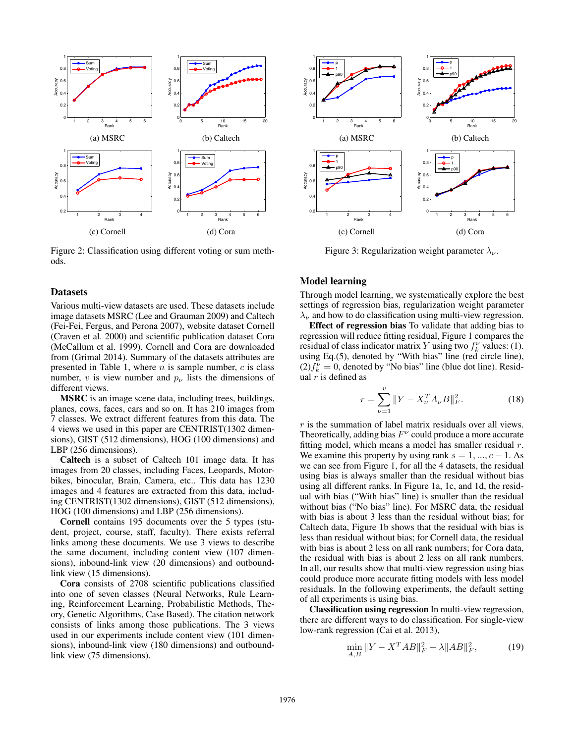Figure 2: Classification using different voting or sum methods.

Figure 3: Regularization weight parameter $\lambda_\nu$.

## Datasets

Various multi-view datasets are used. These datasets include image datasets MSRC (Lee and Grauman 2009) and Caltech (Fei-Fei, Fergus, and Perona 2007), website dataset Cornell (Craven et al. 2000) and scientific publication dataset Cora (McCallum et al. 1999). Cornell and Cora are downloaded from (Grimal 2014). Summary of the datasets attributes are presented in Table 1, where $n$ is sample number, $c$ is class number, $v$ is view number and $p_\nu$ lists the dimensions of different views.

**MSRC** is an image scene data, including trees, buildings, planes, cows, faces, cars and so on. It has 210 images from 7 classes. We extract different features from this data. The 4 views we used in this paper are CENTRIST(1302 dimensions), GIST (512 dimensions), HOG (100 dimensions) and LBP (256 dimensions).

**Caltech** is a subset of Caltech 101 image data. It has images from 20 classes, including Faces, Leopards, Motorbikes, binocular, Brain, Camera, etc.. This data has 1230 images and 4 features are extracted from this data, including CENTRIST(1302 dimensions), GIST (512 dimensions), HOG (100 dimensions) and LBP (256 dimensions).

**Cornell** contains 195 documents over the 5 types (student, project, course, staff, faculty). There exists referral links among these documents. We use 3 views to describe the same document, including content view (107 dimensions), inbound-link view (20 dimensions) and outbound-link view (15 dimensions).

**Cora** consists of 2708 scientific publications classified into one of seven classes (Neural Networks, Rule Learning, Reinforcement Learning, Probabilistic Methods, Theory, Genetic Algorithms, Case Based). The citation network consists of links among those publications. The 3 views used in our experiments include content view (101 dimensions), inbound-link view (180 dimensions) and outbound-link view (75 dimensions).

## Model learning

Through model learning, we systematically explore the best settings of regression bias, regularization weight parameter $\lambda_\nu$ and how to do classification using multi-view regression.

**Effect of regression bias** To validate that adding bias to regression will reduce fitting residual, Figure 1 compares the residual of class indicator matrix $Y$ using two $f_k^\nu$ values: (1). using Eq.(5), denoted by "With bias" line (red circle line), (2)$f_k^\nu = 0$, denoted by "No bias" line (blue dot line). Residual $r$ is defined as

$$r = \sum_{\nu=1}^{v} \|Y - X_\nu^T A_\nu B\|_F^2. \tag{18}$$

$r$ is the summation of label matrix residuals over all views. Theoretically, adding bias $F^\nu$ could produce a more accurate fitting model, which means a model has smaller residual $r$. We examine this property by using rank $s = 1, ..., c-1$. As we can see from Figure 1, for all the 4 datasets, the residual using bias is always smaller than the residual without bias using all different ranks. In Figure 1a, 1c, and 1d, the residual with bias ("With bias" line) is smaller than the residual without bias ("No bias" line). For MSRC data, the residual with bias is about 3 less than the residual without bias; for Caltech data, Figure 1b shows that the residual with bias is less than residual without bias; for Cornell data, the residual with bias is about 2 less on all rank numbers; for Cora data, the residual with bias is about 2 less on all rank numbers. In all, our results show that multi-view regression using bias could produce more accurate fitting models with less model residuals. In the following experiments, the default setting of all experiments is using bias.

**Classification using regression** In multi-view regression, there are different ways to do classification. For single-view low-rank regression (Cai et al. 2013),

$$\min_{A,B} \|Y - X^T AB\|_F^2 + \lambda \|AB\|_F^2, \tag{19}$$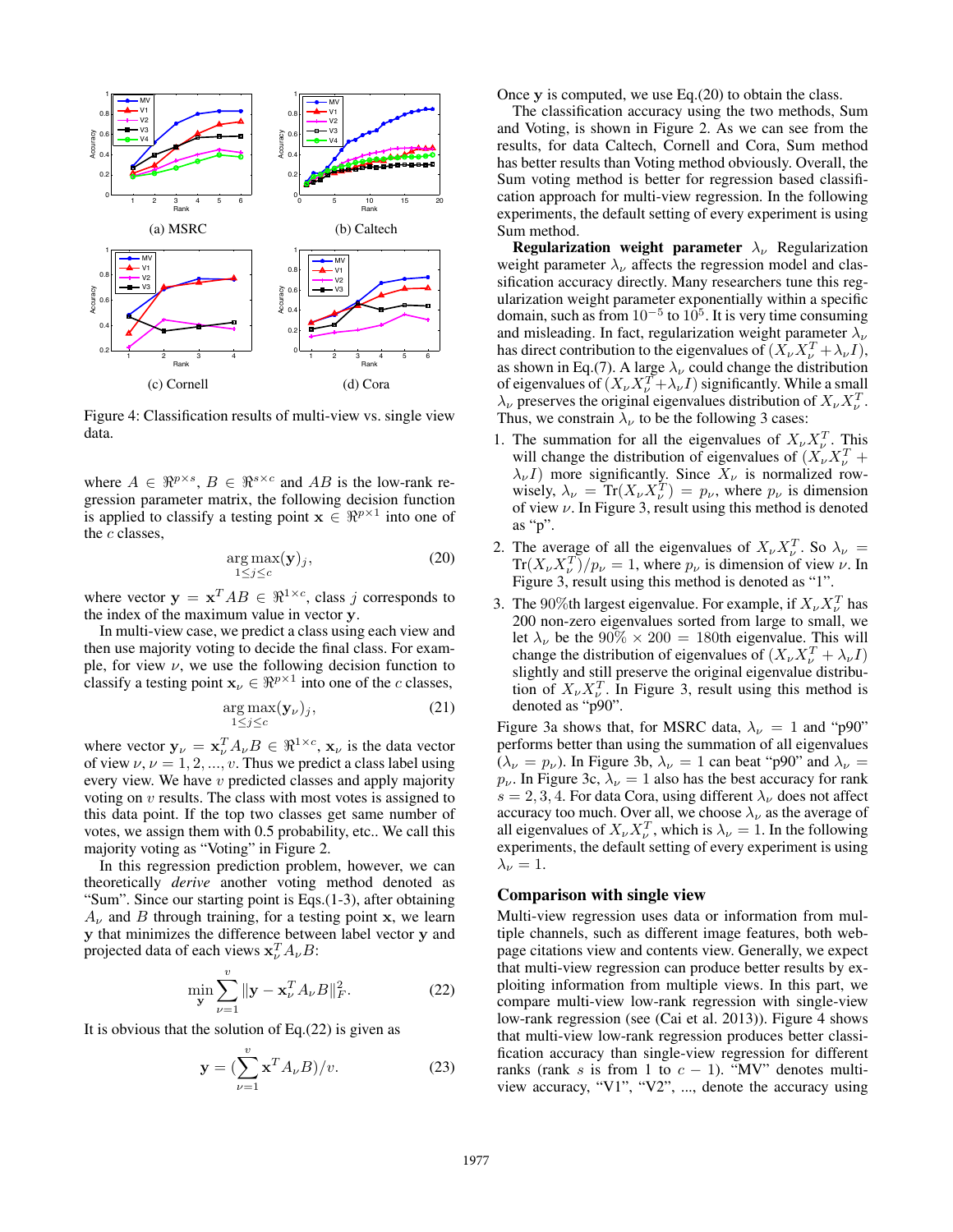(a) MSRC

(b) Caltech

(c) Cornell

(d) Cora

Figure 4: Classification results of multi-view vs. single view data.

where $A \in \Re^{p \times s}$, $B \in \Re^{s \times c}$ and $AB$ is the low-rank regression parameter matrix, the following decision function is applied to classify a testing point $\mathbf{x} \in \Re^{p \times 1}$ into one of the $c$ classes,

$$\arg\max_{1 \leq j \leq c} (\mathbf{y})_j, \tag{20}$$

where vector $\mathbf{y} = \mathbf{x}^T AB \in \Re^{1 \times c}$, class $j$ corresponds to the index of the maximum value in vector $\mathbf{y}$.

In multi-view case, we predict a class using each view and then use majority voting to decide the final class. For example, for view $\nu$, we use the following decision function to classify a testing point $\mathbf{x}_\nu \in \Re^{p \times 1}$ into one of the $c$ classes,

$$\arg\max_{1 \leq j \leq c} (\mathbf{y}_\nu)_j, \tag{21}$$

where vector $\mathbf{y}_\nu = \mathbf{x}_\nu^T A_\nu B \in \Re^{1 \times c}$, $\mathbf{x}_\nu$ is the data vector of view $\nu$, $\nu = 1, 2, ..., v$. Thus we predict a class label using every view. We have $v$ predicted classes and apply majority voting on $v$ results. The class with most votes is assigned to this data point. If the top two classes get same number of votes, we assign them with 0.5 probability, etc.. We call this majority voting as "Voting" in Figure 2.

In this regression prediction problem, however, we can theoretically *derive* another voting method denoted as "Sum". Since our starting point is Eqs.(1-3), after obtaining $A_\nu$ and $B$ through training, for a testing point $\mathbf{x}$, we learn $\mathbf{y}$ that minimizes the difference between label vector $\mathbf{y}$ and projected data of each views $\mathbf{x}_\nu^T A_\nu B$:

$$\min_{\mathbf{y}} \sum_{\nu=1}^{v} \|\mathbf{y} - \mathbf{x}_\nu^T A_\nu B\|_F^2. \tag{22}$$

It is obvious that the solution of Eq.(22) is given as

$$\mathbf{y} = (\sum_{\nu=1}^{v} \mathbf{x}^T A_\nu B)/v. \tag{23}$$

Once $\mathbf{y}$ is computed, we use Eq.(20) to obtain the class.

The classification accuracy using the two methods, Sum and Voting, is shown in Figure 2. As we can see from the results, for data Caltech, Cornell and Cora, Sum method has better results than Voting method obviously. Overall, the Sum voting method is better for regression based classification approach for multi-view regression. In the following experiments, the default setting of every experiment is using Sum method.

**Regularization weight parameter** $\lambda_\nu$ Regularization weight parameter $\lambda_\nu$ affects the regression model and classification accuracy directly. Many researchers tune this regularization weight parameter exponentially within a specific domain, such as from $10^{-5}$ to $10^5$. It is very time consuming and misleading. In fact, regularization weight parameter $\lambda_\nu$ has direct contribution to the eigenvalues of $(X_\nu X_\nu^T + \lambda_\nu I)$, as shown in Eq.(7). A large $\lambda_\nu$ could change the distribution of eigenvalues of $(X_\nu X_\nu^T + \lambda_\nu I)$ significantly. While a small $\lambda_\nu$ preserves the original eigenvalues distribution of $X_\nu X_\nu^T$. Thus, we constrain $\lambda_\nu$ to be the following 3 cases:

1. The summation for all the eigenvalues of $X_\nu X_\nu^T$. This will change the distribution of eigenvalues of $(X_\nu X_\nu^T + \lambda_\nu I)$ more significantly. Since $X_\nu$ is normalized row-wisely, $\lambda_\nu = \mathrm{Tr}(X_\nu X_\nu^T) = p_\nu$, where $p_\nu$ is dimension of view $\nu$. In Figure 3, result using this method is denoted as "p".
2. The average of all the eigenvalues of $X_\nu X_\nu^T$. So $\lambda_\nu = \mathrm{Tr}(X_\nu X_\nu^T)/p_\nu = 1$, where $p_\nu$ is dimension of view $\nu$. In Figure 3, result using this method is denoted as "1".
3. The 90%th largest eigenvalue. For example, if $X_\nu X_\nu^T$ has 200 non-zero eigenvalues sorted from large to small, we let $\lambda_\nu$ be the $90\% \times 200 = 180$th eigenvalue. This will change the distribution of eigenvalues of $(X_\nu X_\nu^T + \lambda_\nu I)$ slightly and still preserve the original eigenvalue distribution of $X_\nu X_\nu^T$. In Figure 3, result using this method is denoted as "p90".

Figure 3a shows that, for MSRC data, $\lambda_\nu = 1$ and "p90" performs better than using the summation of all eigenvalues ($\lambda_\nu = p_\nu$). In Figure 3b, $\lambda_\nu = 1$ can beat "p90" and $\lambda_\nu = p_\nu$. In Figure 3c, $\lambda_\nu = 1$ also has the best accuracy for rank $s = 2, 3, 4$. For data Cora, using different $\lambda_\nu$ does not affect accuracy too much. Over all, we choose $\lambda_\nu$ as the average of all eigenvalues of $X_\nu X_\nu^T$, which is $\lambda_\nu = 1$. In the following experiments, the default setting of every experiment is using $\lambda_\nu = 1$.

## Comparison with single view

Multi-view regression uses data or information from multiple channels, such as different image features, both webpage citations view and contents view. Generally, we expect that multi-view regression can produce better results by exploiting information from multiple views. In this part, we compare multi-view low-rank regression with single-view low-rank regression (see (Cai et al. 2013)). Figure 4 shows that multi-view low-rank regression produces better classification accuracy than single-view regression for different ranks (rank $s$ is from 1 to $c - 1$). "MV" denotes multi-view accuracy, "V1", "V2", ..., denote the accuracy using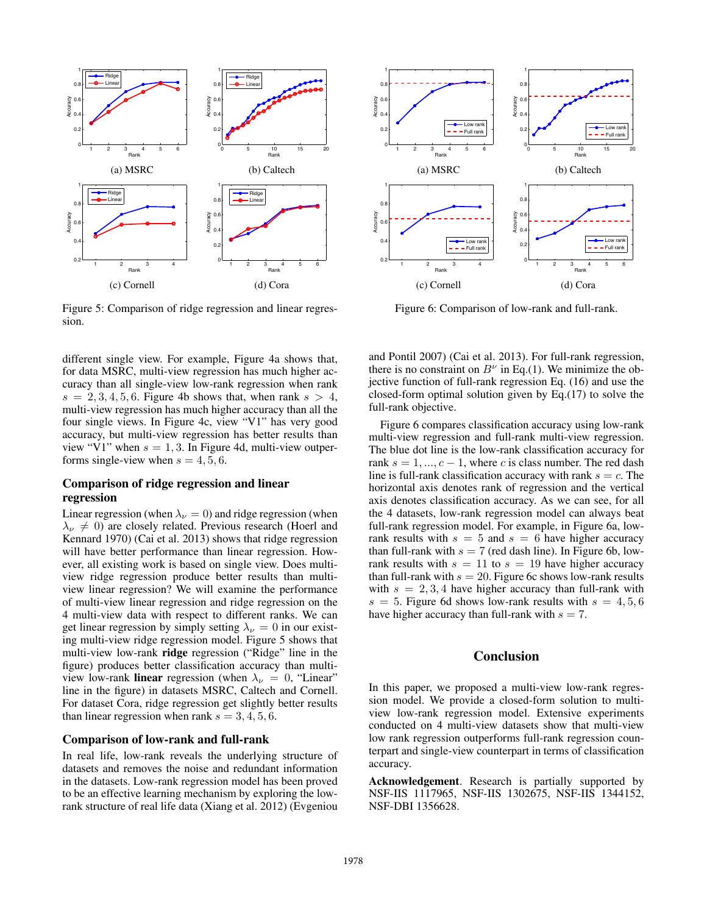(a) MSRC

(b) Caltech

(c) Cornell

(d) Cora

Figure 5: Comparison of ridge regression and linear regression.

(a) MSRC

(b) Caltech

(c) Cornell

(d) Cora

Figure 6: Comparison of low-rank and full-rank.

different single view. For example, Figure 4a shows that, for data MSRC, multi-view regression has much higher accuracy than all single-view low-rank regression when rank $s = 2, 3, 4, 5, 6$. Figure 4b shows that, when rank $s > 4$, multi-view regression has much higher accuracy than all the four single views. In Figure 4c, view "V1" has very good accuracy, but multi-view regression has better results than view "V1" when $s = 1, 3$. In Figure 4d, multi-view outperforms single-view when $s = 4, 5, 6$.

### Comparison of ridge regression and linear regression

Linear regression (when $\lambda_\nu = 0$) and ridge regression (when $\lambda_\nu \neq 0$) are closely related. Previous research (Hoerl and Kennard 1970) (Cai et al. 2013) shows that ridge regression will have better performance than linear regression. However, all existing work is based on single view. Does multi-view ridge regression produce better results than multi-view linear regression? We will examine the performance of multi-view linear regression and ridge regression on the 4 multi-view data with respect to different ranks. We can get linear regression by simply setting $\lambda_\nu = 0$ in our existing multi-view ridge regression model. Figure 5 shows that multi-view low-rank **ridge** regression ("Ridge" line in the figure) produces better classification accuracy than multi-view low-rank **linear** regression (when $\lambda_\nu = 0$, "Linear" line in the figure) in datasets MSRC, Caltech and Cornell. For dataset Cora, ridge regression get slightly better results than linear regression when rank $s = 3, 4, 5, 6$.

### Comparison of low-rank and full-rank

In real life, low-rank reveals the underlying structure of datasets and removes the noise and redundant information in the datasets. Low-rank regression model has been proved to be an effective learning mechanism by exploring the low-rank structure of real life data (Xiang et al. 2012) (Evgeniou and Pontil 2007) (Cai et al. 2013). For full-rank regression, there is no constraint on $B^\nu$ in Eq.(1). We minimize the objective function of full-rank regression Eq. (16) and use the closed-form optimal solution given by Eq.(17) to solve the full-rank objective.

Figure 6 compares classification accuracy using low-rank multi-view regression and full-rank multi-view regression. The blue dot line is the low-rank classification accuracy for rank $s = 1, ..., c - 1$, where $c$ is class number. The red dash line is full-rank classification accuracy with rank $s = c$. The horizontal axis denotes rank of regression and the vertical axis denotes classification accuracy. As we can see, for all the 4 datasets, low-rank regression model can always beat full-rank regression model. For example, in Figure 6a, low-rank results with $s = 5$ and $s = 6$ have higher accuracy than full-rank with $s = 7$ (red dash line). In Figure 6b, low-rank results with $s = 11$ to $s = 19$ have higher accuracy than full-rank with $s = 20$. Figure 6c shows low-rank results with $s = 2, 3, 4$ have higher accuracy than full-rank with $s = 5$. Figure 6d shows low-rank results with $s = 4, 5, 6$ have higher accuracy than full-rank with $s = 7$.

## Conclusion

In this paper, we proposed a multi-view low-rank regression model. We provide a closed-form solution to multi-view low-rank regression model. Extensive experiments conducted on 4 multi-view datasets show that multi-view low rank regression outperforms full-rank regression counterpart and single-view counterpart in terms of classification accuracy.

**Acknowledgement**. Research is partially supported by NSF-IIS 1117965, NSF-IIS 1302675, NSF-IIS 1344152, NSF-DBI 1356628.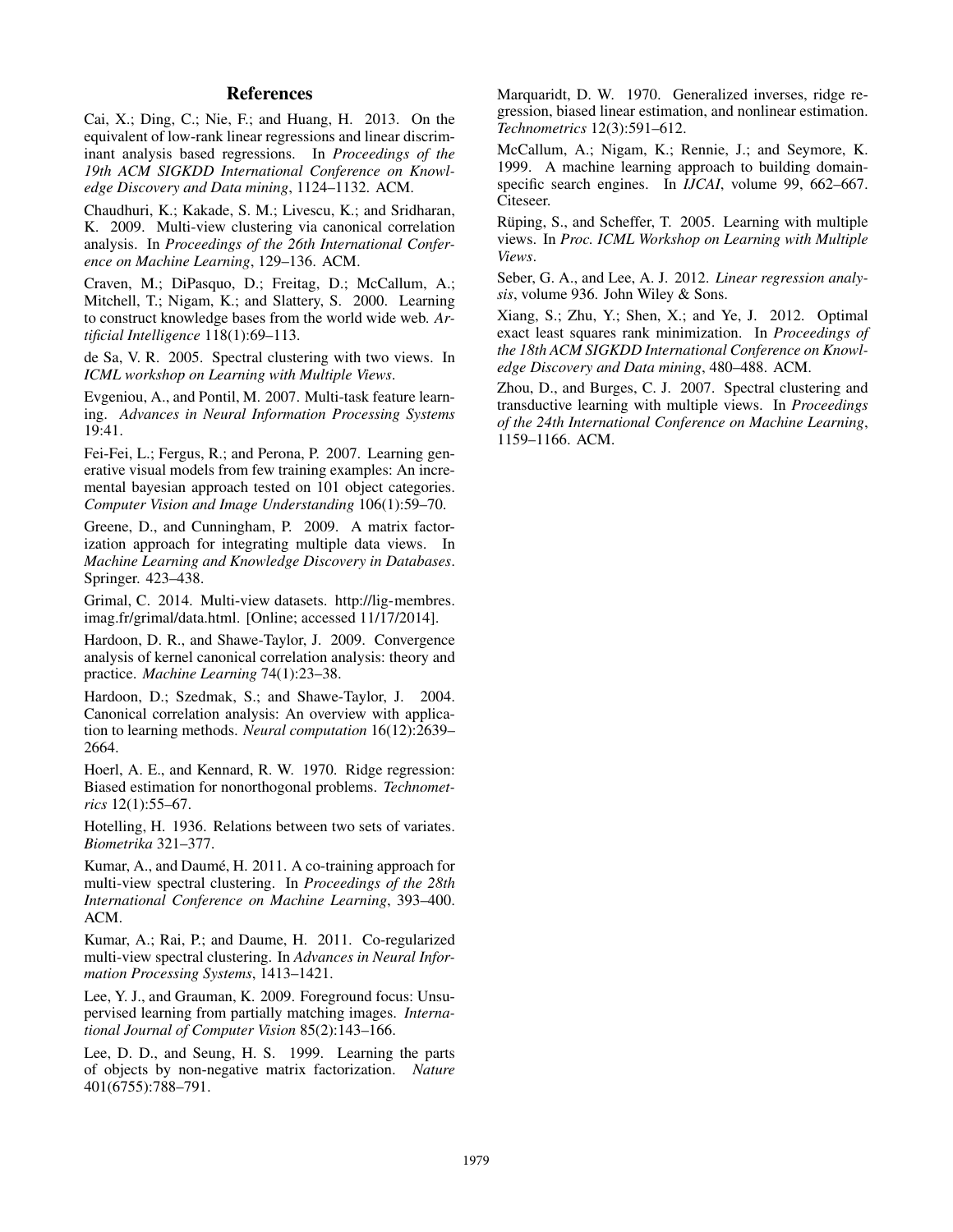## References

Cai, X.; Ding, C.; Nie, F.; and Huang, H. 2013. On the equivalent of low-rank linear regressions and linear discriminant analysis based regressions. In *Proceedings of the 19th ACM SIGKDD International Conference on Knowledge Discovery and Data mining*, 1124–1132. ACM.

Chaudhuri, K.; Kakade, S. M.; Livescu, K.; and Sridharan, K. 2009. Multi-view clustering via canonical correlation analysis. In *Proceedings of the 26th International Conference on Machine Learning*, 129–136. ACM.

Craven, M.; DiPasquo, D.; Freitag, D.; McCallum, A.; Mitchell, T.; Nigam, K.; and Slattery, S. 2000. Learning to construct knowledge bases from the world wide web. *Artificial Intelligence* 118(1):69–113.

de Sa, V. R. 2005. Spectral clustering with two views. In *ICML workshop on Learning with Multiple Views*.

Evgeniou, A., and Pontil, M. 2007. Multi-task feature learning. *Advances in Neural Information Processing Systems* 19:41.

Fei-Fei, L.; Fergus, R.; and Perona, P. 2007. Learning generative visual models from few training examples: An incremental bayesian approach tested on 101 object categories. *Computer Vision and Image Understanding* 106(1):59–70.

Greene, D., and Cunningham, P. 2009. A matrix factorization approach for integrating multiple data views. In *Machine Learning and Knowledge Discovery in Databases*. Springer. 423–438.

Grimal, C. 2014. Multi-view datasets. http://lig-membres.imag.fr/grimal/data.html. [Online; accessed 11/17/2014].

Hardoon, D. R., and Shawe-Taylor, J. 2009. Convergence analysis of kernel canonical correlation analysis: theory and practice. *Machine Learning* 74(1):23–38.

Hardoon, D.; Szedmak, S.; and Shawe-Taylor, J. 2004. Canonical correlation analysis: An overview with application to learning methods. *Neural computation* 16(12):2639–2664.

Hoerl, A. E., and Kennard, R. W. 1970. Ridge regression: Biased estimation for nonorthogonal problems. *Technometrics* 12(1):55–67.

Hotelling, H. 1936. Relations between two sets of variates. *Biometrika* 321–377.

Kumar, A., and Daumé, H. 2011. A co-training approach for multi-view spectral clustering. In *Proceedings of the 28th International Conference on Machine Learning*, 393–400. ACM.

Kumar, A.; Rai, P.; and Daume, H. 2011. Co-regularized multi-view spectral clustering. In *Advances in Neural Information Processing Systems*, 1413–1421.

Lee, Y. J., and Grauman, K. 2009. Foreground focus: Unsupervised learning from partially matching images. *International Journal of Computer Vision* 85(2):143–166.

Lee, D. D., and Seung, H. S. 1999. Learning the parts of objects by non-negative matrix factorization. *Nature* 401(6755):788–791.

Marquaridt, D. W. 1970. Generalized inverses, ridge regression, biased linear estimation, and nonlinear estimation. *Technometrics* 12(3):591–612.

McCallum, A.; Nigam, K.; Rennie, J.; and Seymore, K. 1999. A machine learning approach to building domain-specific search engines. In *IJCAI*, volume 99, 662–667. Citeseer.

Rüping, S., and Scheffer, T. 2005. Learning with multiple views. In *Proc. ICML Workshop on Learning with Multiple Views*.

Seber, G. A., and Lee, A. J. 2012. *Linear regression analysis*, volume 936. John Wiley & Sons.

Xiang, S.; Zhu, Y.; Shen, X.; and Ye, J. 2012. Optimal exact least squares rank minimization. In *Proceedings of the 18th ACM SIGKDD International Conference on Knowledge Discovery and Data mining*, 480–488. ACM.

Zhou, D., and Burges, C. J. 2007. Spectral clustering and transductive learning with multiple views. In *Proceedings of the 24th International Conference on Machine Learning*, 1159–1166. ACM.